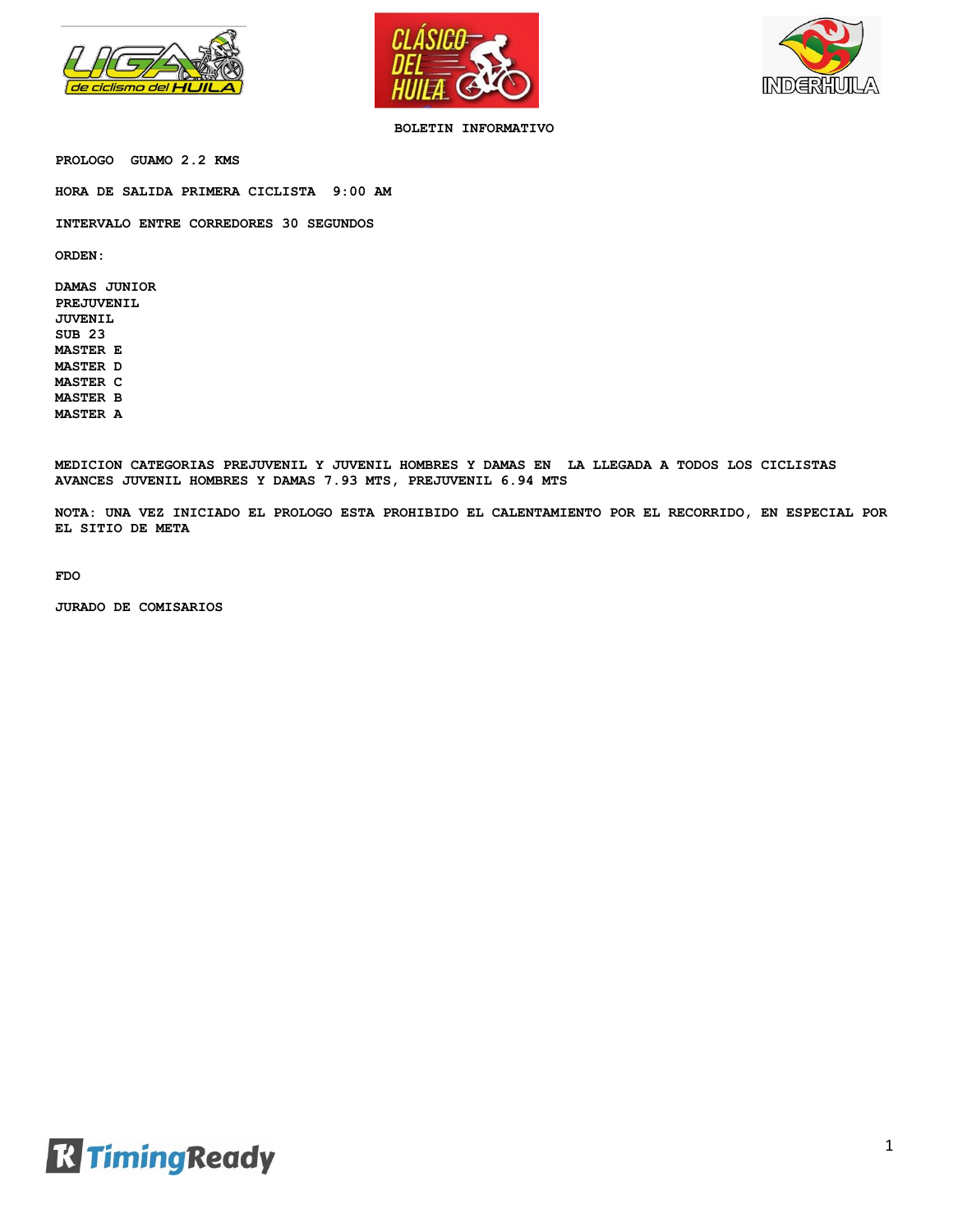**BOLETIN INFORMATIVO**

**PROLOGO GUAMO 2.2 KMS**

**HORA DE SALIDA PRIMERA CICLISTA 9:00 AM**

**INTERVALO ENTRE CORREDORES 30 SEGUNDOS**

**ORDEN:**

**DAMAS JUNIOR**
**PREJUVENIL**
**JUVENIL**
**SUB 23**
**MASTER E**
**MASTER D**
**MASTER C**
**MASTER B**
**MASTER A**

**MEDICION CATEGORIAS PREJUVENIL Y JUVENIL HOMBRES Y DAMAS EN LA LLEGADA A TODOS LOS CICLISTAS AVANCES JUVENIL HOMBRES Y DAMAS 7.93 MTS, PREJUVENIL 6.94 MTS**

**NOTA: UNA VEZ INICIADO EL PROLOGO ESTA PROHIBIDO EL CALENTAMIENTO POR EL RECORRIDO, EN ESPECIAL POR EL SITIO DE META**

**FDO**

**JURADO DE COMISARIOS**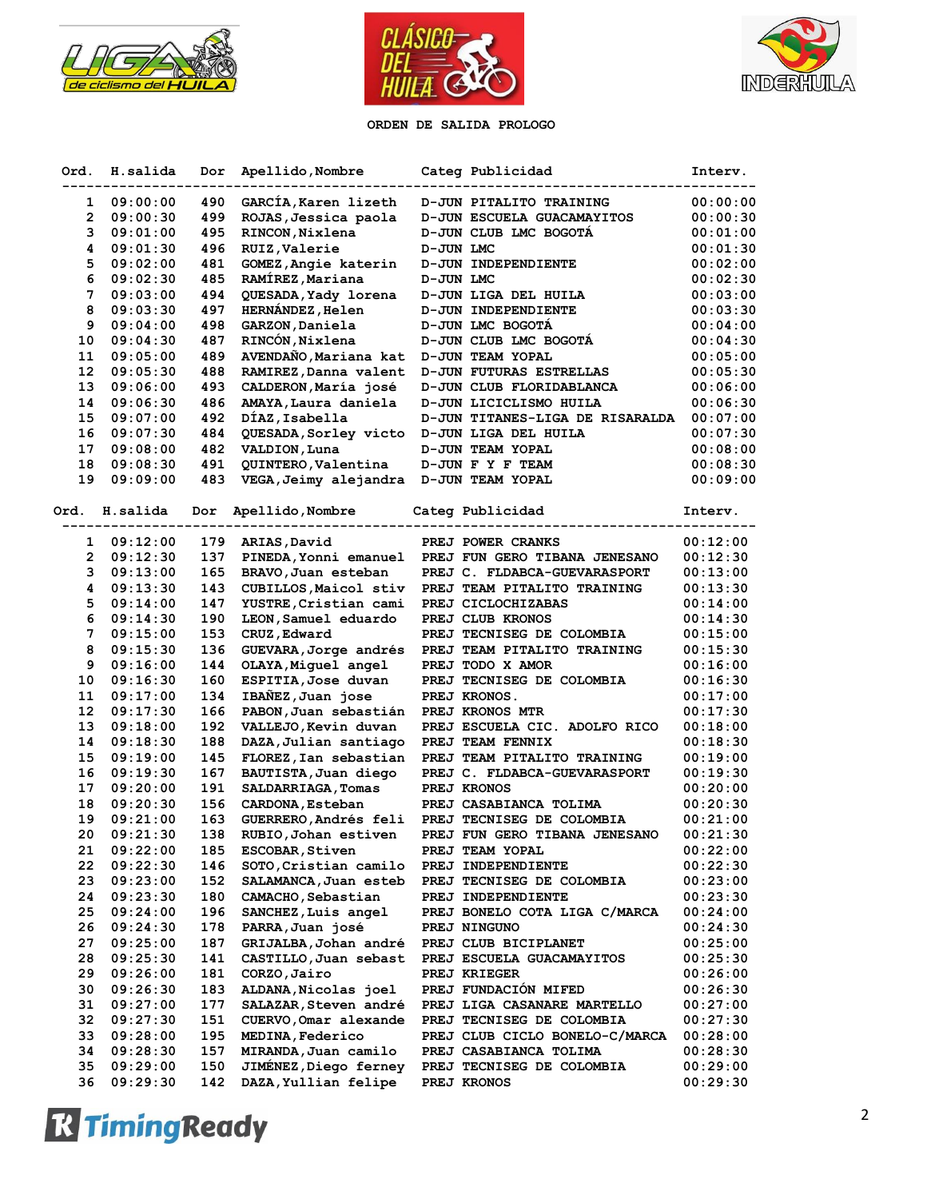**ORDEN DE SALIDA PROLOGO**

| Ord. | H.salida | Dor | Apellido,Nombre | Categ | Publicidad | Interv. |
|---|---|---|---|---|---|---|
| 1 | 09:00:00 | 490 | GARCÍA,Karen lizeth | D-JUN | PITALITO TRAINING | 00:00:00 |
| 2 | 09:00:30 | 499 | ROJAS,Jessica paola | D-JUN | ESCUELA GUACAMAYITOS | 00:00:30 |
| 3 | 09:01:00 | 495 | RINCON,Nixlena | D-JUN | CLUB LMC BOGOTÁ | 00:01:00 |
| 4 | 09:01:30 | 496 | RUIZ,Valerie | D-JUN | LMC | 00:01:30 |
| 5 | 09:02:00 | 481 | GOMEZ,Angie katerin | D-JUN | INDEPENDIENTE | 00:02:00 |
| 6 | 09:02:30 | 485 | RAMÍREZ,Mariana | D-JUN | LMC | 00:02:30 |
| 7 | 09:03:00 | 494 | QUESADA,Yady lorena | D-JUN | LIGA DEL HUILA | 00:03:00 |
| 8 | 09:03:30 | 497 | HERNÁNDEZ,Helen | D-JUN | INDEPENDIENTE | 00:03:30 |
| 9 | 09:04:00 | 498 | GARZON,Daniela | D-JUN | LMC BOGOTÁ | 00:04:00 |
| 10 | 09:04:30 | 487 | RINCÓN,Nixlena | D-JUN | CLUB LMC BOGOTÁ | 00:04:30 |
| 11 | 09:05:00 | 489 | AVENDAÑO,Mariana kat | D-JUN | TEAM YOPAL | 00:05:00 |
| 12 | 09:05:30 | 488 | RAMIREZ,Danna valent | D-JUN | FUTURAS ESTRELLAS | 00:05:30 |
| 13 | 09:06:00 | 493 | CALDERON,María josé | D-JUN | CLUB FLORIDABLANCA | 00:06:00 |
| 14 | 09:06:30 | 486 | AMAYA,Laura daniela | D-JUN | LICICLISMO HUILA | 00:06:30 |
| 15 | 09:07:00 | 492 | DÍAZ,Isabella | D-JUN | TITANES-LIGA DE RISARALDA | 00:07:00 |
| 16 | 09:07:30 | 484 | QUESADA,Sorley victo | D-JUN | LIGA DEL HUILA | 00:07:30 |
| 17 | 09:08:00 | 482 | VALDION,Luna | D-JUN | TEAM YOPAL | 00:08:00 |
| 18 | 09:08:30 | 491 | QUINTERO,Valentina | D-JUN | F Y F TEAM | 00:08:30 |
| 19 | 09:09:00 | 483 | VEGA,Jeimy alejandra | D-JUN | TEAM YOPAL | 00:09:00 |

| Ord. | H.salida | Dor | Apellido,Nombre | Categ | Publicidad | Interv. |
|---|---|---|---|---|---|---|
| 1 | 09:12:00 | 179 | ARIAS,David | PREJ | POWER CRANKS | 00:12:00 |
| 2 | 09:12:30 | 137 | PINEDA,Yonni emanuel | PREJ | FUN GERO TIBANA JENESANO | 00:12:30 |
| 3 | 09:13:00 | 165 | BRAVO,Juan esteban | PREJ | C. FLDABCA-GUEVARASPORT | 00:13:00 |
| 4 | 09:13:30 | 143 | CUBILLOS,Maicol stiv | PREJ | TEAM PITALITO TRAINING | 00:13:30 |
| 5 | 09:14:00 | 147 | YUSTRE,Cristian cami | PREJ | CICLOCHIZABAS | 00:14:00 |
| 6 | 09:14:30 | 190 | LEON,Samuel eduardo | PREJ | CLUB KRONOS | 00:14:30 |
| 7 | 09:15:00 | 153 | CRUZ,Edward | PREJ | TECNISEG DE COLOMBIA | 00:15:00 |
| 8 | 09:15:30 | 136 | GUEVARA,Jorge andrés | PREJ | TEAM PITALITO TRAINING | 00:15:30 |
| 9 | 09:16:00 | 144 | OLAYA,Miguel angel | PREJ | TODO X AMOR | 00:16:00 |
| 10 | 09:16:30 | 160 | ESPITIA,Jose duvan | PREJ | TECNISEG DE COLOMBIA | 00:16:30 |
| 11 | 09:17:00 | 134 | IBAÑEZ,Juan jose | PREJ | KRONOS. | 00:17:00 |
| 12 | 09:17:30 | 166 | PABON,Juan sebastián | PREJ | KRONOS MTR | 00:17:30 |
| 13 | 09:18:00 | 192 | VALLEJO,Kevin duvan | PREJ | ESCUELA CIC. ADOLFO RICO | 00:18:00 |
| 14 | 09:18:30 | 188 | DAZA,Julian santiago | PREJ | TEAM FENNIX | 00:18:30 |
| 15 | 09:19:00 | 145 | FLOREZ,Ian sebastian | PREJ | TEAM PITALITO TRAINING | 00:19:00 |
| 16 | 09:19:30 | 167 | BAUTISTA,Juan diego | PREJ | C. FLDABCA-GUEVARASPORT | 00:19:30 |
| 17 | 09:20:00 | 191 | SALDARRIAGA,Tomas | PREJ | KRONOS | 00:20:00 |
| 18 | 09:20:30 | 156 | CARDONA,Esteban | PREJ | CASABIANCA TOLIMA | 00:20:30 |
| 19 | 09:21:00 | 163 | GUERRERO,Andrés feli | PREJ | TECNISEG DE COLOMBIA | 00:21:00 |
| 20 | 09:21:30 | 138 | RUBIO,Johan estiven | PREJ | FUN GERO TIBANA JENESANO | 00:21:30 |
| 21 | 09:22:00 | 185 | ESCOBAR,Stiven | PREJ | TEAM YOPAL | 00:22:00 |
| 22 | 09:22:30 | 146 | SOTO,Cristian camilo | PREJ | INDEPENDIENTE | 00:22:30 |
| 23 | 09:23:00 | 152 | SALAMANCA,Juan esteb | PREJ | TECNISEG DE COLOMBIA | 00:23:00 |
| 24 | 09:23:30 | 180 | CAMACHO,Sebastian | PREJ | INDEPENDIENTE | 00:23:30 |
| 25 | 09:24:00 | 196 | SANCHEZ,Luis angel | PREJ | BONELO COTA LIGA C/MARCA | 00:24:00 |
| 26 | 09:24:30 | 178 | PARRA,Juan josé | PREJ | NINGUNO | 00:24:30 |
| 27 | 09:25:00 | 187 | GRIJALBA,Johan andré | PREJ | CLUB BICIPLANET | 00:25:00 |
| 28 | 09:25:30 | 141 | CASTILLO,Juan sebast | PREJ | ESCUELA GUACAMAYITOS | 00:25:30 |
| 29 | 09:26:00 | 181 | CORZO,Jairo | PREJ | KRIEGER | 00:26:00 |
| 30 | 09:26:30 | 183 | ALDANA,Nicolas joel | PREJ | FUNDACIÓN MIFED | 00:26:30 |
| 31 | 09:27:00 | 177 | SALAZAR,Steven andré | PREJ | LIGA CASANARE MARTELLO | 00:27:00 |
| 32 | 09:27:30 | 151 | CUERVO,Omar alexande | PREJ | TECNISEG DE COLOMBIA | 00:27:30 |
| 33 | 09:28:00 | 195 | MEDINA,Federico | PREJ | CLUB CICLO BONELO-C/MARCA | 00:28:00 |
| 34 | 09:28:30 | 157 | MIRANDA,Juan camilo | PREJ | CASABIANCA TOLIMA | 00:28:30 |
| 35 | 09:29:00 | 150 | JIMÉNEZ,Diego ferney | PREJ | TECNISEG DE COLOMBIA | 00:29:00 |
| 36 | 09:29:30 | 142 | DAZA,Yullian felipe | PREJ | KRONOS | 00:29:30 |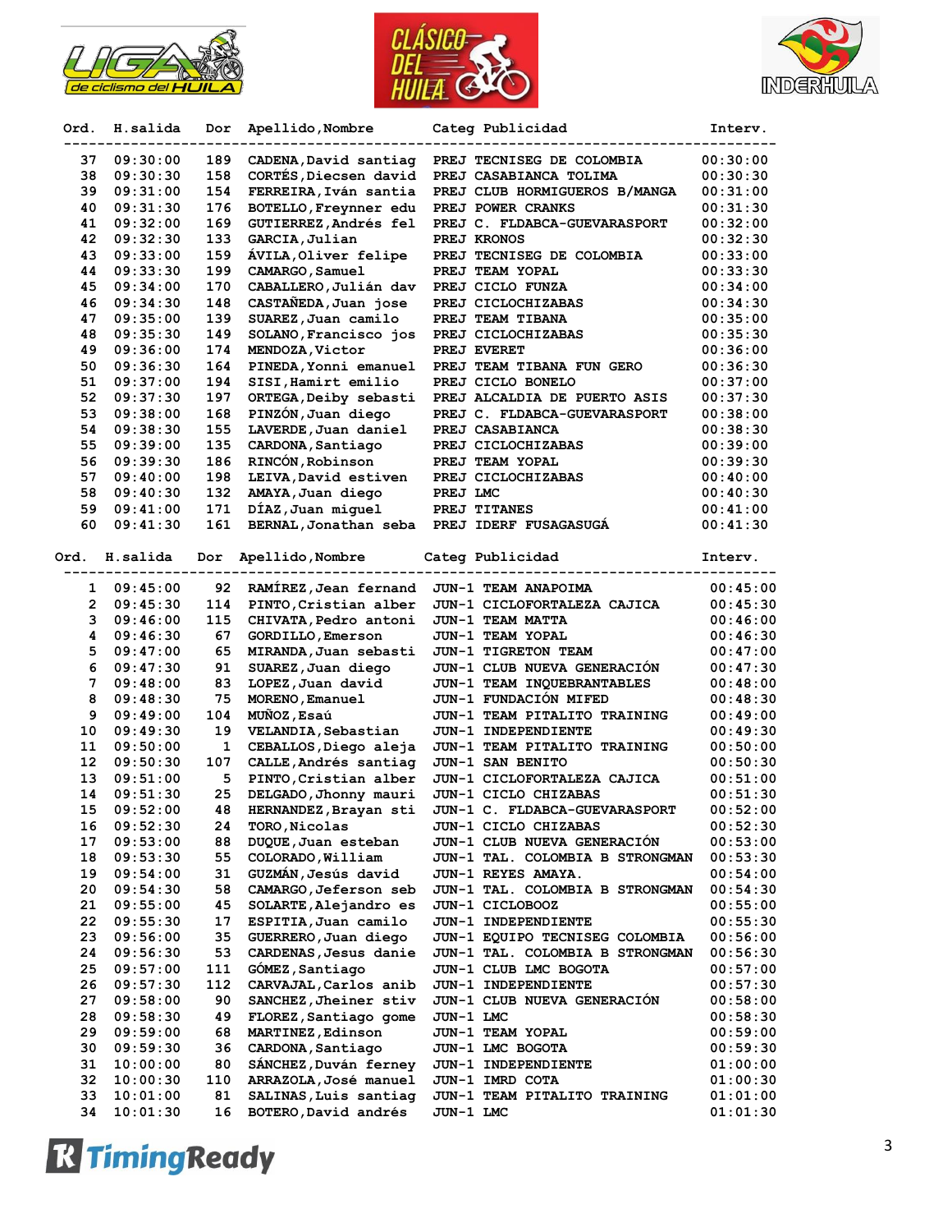| Ord. | H.salida | Dor | Apellido,Nombre | Categ | Publicidad | Interv. |
|---|---|---|---|---|---|---|
| 37 | 09:30:00 | 189 | CADENA,David santiag | PREJ | TECNISEG DE COLOMBIA | 00:30:00 |
| 38 | 09:30:30 | 158 | CORTÉS,Diecsen david | PREJ | CASABIANCA TOLIMA | 00:30:30 |
| 39 | 09:31:00 | 154 | FERREIRA,Iván santia | PREJ | CLUB HORMIGUEROS B/MANGA | 00:31:00 |
| 40 | 09:31:30 | 176 | BOTELLO,Freynner edu | PREJ | POWER CRANKS | 00:31:30 |
| 41 | 09:32:00 | 169 | GUTIERREZ,Andrés fel | PREJ | C. FLDABCA-GUEVARASPORT | 00:32:00 |
| 42 | 09:32:30 | 133 | GARCIA,Julian | PREJ | KRONOS | 00:32:30 |
| 43 | 09:33:00 | 159 | ÁVILA,Oliver felipe | PREJ | TECNISEG DE COLOMBIA | 00:33:00 |
| 44 | 09:33:30 | 199 | CAMARGO,Samuel | PREJ | TEAM YOPAL | 00:33:30 |
| 45 | 09:34:00 | 170 | CABALLERO,Julián dav | PREJ | CICLO FUNZA | 00:34:00 |
| 46 | 09:34:30 | 148 | CASTAÑEDA,Juan jose | PREJ | CICLOCHIZABAS | 00:34:30 |
| 47 | 09:35:00 | 139 | SUAREZ,Juan camilo | PREJ | TEAM TIBANA | 00:35:00 |
| 48 | 09:35:30 | 149 | SOLANO,Francisco jos | PREJ | CICLOCHIZABAS | 00:35:30 |
| 49 | 09:36:00 | 174 | MENDOZA,Victor | PREJ | EVERET | 00:36:00 |
| 50 | 09:36:30 | 164 | PINEDA,Yonni emanuel | PREJ | TEAM TIBANA FUN GERO | 00:36:30 |
| 51 | 09:37:00 | 194 | SISI,Hamirt emilio | PREJ | CICLO BONELO | 00:37:00 |
| 52 | 09:37:30 | 197 | ORTEGA,Deiby sebasti | PREJ | ALCALDIA DE PUERTO ASIS | 00:37:30 |
| 53 | 09:38:00 | 168 | PINZÓN,Juan diego | PREJ | C. FLDABCA-GUEVARASPORT | 00:38:00 |
| 54 | 09:38:30 | 155 | LAVERDE,Juan daniel | PREJ | CASABIANCA | 00:38:30 |
| 55 | 09:39:00 | 135 | CARDONA,Santiago | PREJ | CICLOCHIZABAS | 00:39:00 |
| 56 | 09:39:30 | 186 | RINCÓN,Robinson | PREJ | TEAM YOPAL | 00:39:30 |
| 57 | 09:40:00 | 198 | LEIVA,David estiven | PREJ | CICLOCHIZABAS | 00:40:00 |
| 58 | 09:40:30 | 132 | AMAYA,Juan diego | PREJ | LMC | 00:40:30 |
| 59 | 09:41:00 | 171 | DÍAZ,Juan miguel | PREJ | TITANES | 00:41:00 |
| 60 | 09:41:30 | 161 | BERNAL,Jonathan seba | PREJ | IDERF FUSAGASUGÁ | 00:41:30 |

| Ord. | H.salida | Dor | Apellido,Nombre | Categ | Publicidad | Interv. |
|---|---|---|---|---|---|---|
| 1 | 09:45:00 | 92 | RAMÍREZ,Jean fernand | JUN-1 | TEAM ANAPOIMA | 00:45:00 |
| 2 | 09:45:30 | 114 | PINTO,Cristian alber | JUN-1 | CICLOFORTALEZA CAJICA | 00:45:30 |
| 3 | 09:46:00 | 115 | CHIVATA,Pedro antoni | JUN-1 | TEAM MATTA | 00:46:00 |
| 4 | 09:46:30 | 67 | GORDILLO,Emerson | JUN-1 | TEAM YOPAL | 00:46:30 |
| 5 | 09:47:00 | 65 | MIRANDA,Juan sebasti | JUN-1 | TIGRETON TEAM | 00:47:00 |
| 6 | 09:47:30 | 91 | SUAREZ,Juan diego | JUN-1 | CLUB NUEVA GENERACIÓN | 00:47:30 |
| 7 | 09:48:00 | 83 | LOPEZ,Juan david | JUN-1 | TEAM INQUEBRANTABLES | 00:48:00 |
| 8 | 09:48:30 | 75 | MORENO,Emanuel | JUN-1 | FUNDACIÓN MIFED | 00:48:30 |
| 9 | 09:49:00 | 104 | MUÑOZ,Esaú | JUN-1 | TEAM PITALITO TRAINING | 00:49:00 |
| 10 | 09:49:30 | 19 | VELANDIA,Sebastian | JUN-1 | INDEPENDIENTE | 00:49:30 |
| 11 | 09:50:00 | 1 | CEBALLOS,Diego aleja | JUN-1 | TEAM PITALITO TRAINING | 00:50:00 |
| 12 | 09:50:30 | 107 | CALLE,Andrés santiag | JUN-1 | SAN BENITO | 00:50:30 |
| 13 | 09:51:00 | 5 | PINTO,Cristian alber | JUN-1 | CICLOFORTALEZA CAJICA | 00:51:00 |
| 14 | 09:51:30 | 25 | DELGADO,Jhonny mauri | JUN-1 | CICLO CHIZABAS | 00:51:30 |
| 15 | 09:52:00 | 48 | HERNANDEZ,Brayan sti | JUN-1 | C. FLDABCA-GUEVARASPORT | 00:52:00 |
| 16 | 09:52:30 | 24 | TORO,Nicolas | JUN-1 | CICLO CHIZABAS | 00:52:30 |
| 17 | 09:53:00 | 88 | DUQUE,Juan esteban | JUN-1 | CLUB NUEVA GENERACIÓN | 00:53:00 |
| 18 | 09:53:30 | 55 | COLORADO,William | JUN-1 | TAL. COLOMBIA B STRONGMAN | 00:53:30 |
| 19 | 09:54:00 | 31 | GUZMÁN,Jesús david | JUN-1 | REYES AMAYA. | 00:54:00 |
| 20 | 09:54:30 | 58 | CAMARGO,Jeferson seb | JUN-1 | TAL. COLOMBIA B STRONGMAN | 00:54:30 |
| 21 | 09:55:00 | 45 | SOLARTE,Alejandro es | JUN-1 | CICLOBOOZ | 00:55:00 |
| 22 | 09:55:30 | 17 | ESPITIA,Juan camilo | JUN-1 | INDEPENDIENTE | 00:55:30 |
| 23 | 09:56:00 | 35 | GUERRERO,Juan diego | JUN-1 | EQUIPO TECNISEG COLOMBIA | 00:56:00 |
| 24 | 09:56:30 | 53 | CARDENAS,Jesus danie | JUN-1 | TAL. COLOMBIA B STRONGMAN | 00:56:30 |
| 25 | 09:57:00 | 111 | GÓMEZ,Santiago | JUN-1 | CLUB LMC BOGOTA | 00:57:00 |
| 26 | 09:57:30 | 112 | CARVAJAL,Carlos anib | JUN-1 | INDEPENDIENTE | 00:57:30 |
| 27 | 09:58:00 | 90 | SANCHEZ,Jheiner stiv | JUN-1 | CLUB NUEVA GENERACIÓN | 00:58:00 |
| 28 | 09:58:30 | 49 | FLOREZ,Santiago gome | JUN-1 | LMC | 00:58:30 |
| 29 | 09:59:00 | 68 | MARTINEZ,Edinson | JUN-1 | TEAM YOPAL | 00:59:00 |
| 30 | 09:59:30 | 36 | CARDONA,Santiago | JUN-1 | LMC BOGOTA | 00:59:30 |
| 31 | 10:00:00 | 80 | SÁNCHEZ,Duván ferney | JUN-1 | INDEPENDIENTE | 01:00:00 |
| 32 | 10:00:30 | 110 | ARRAZOLA,José manuel | JUN-1 | IMRD COTA | 01:00:30 |
| 33 | 10:01:00 | 81 | SALINAS,Luis santiag | JUN-1 | TEAM PITALITO TRAINING | 01:01:00 |
| 34 | 10:01:30 | 16 | BOTERO,David andrés | JUN-1 | LMC | 01:01:30 |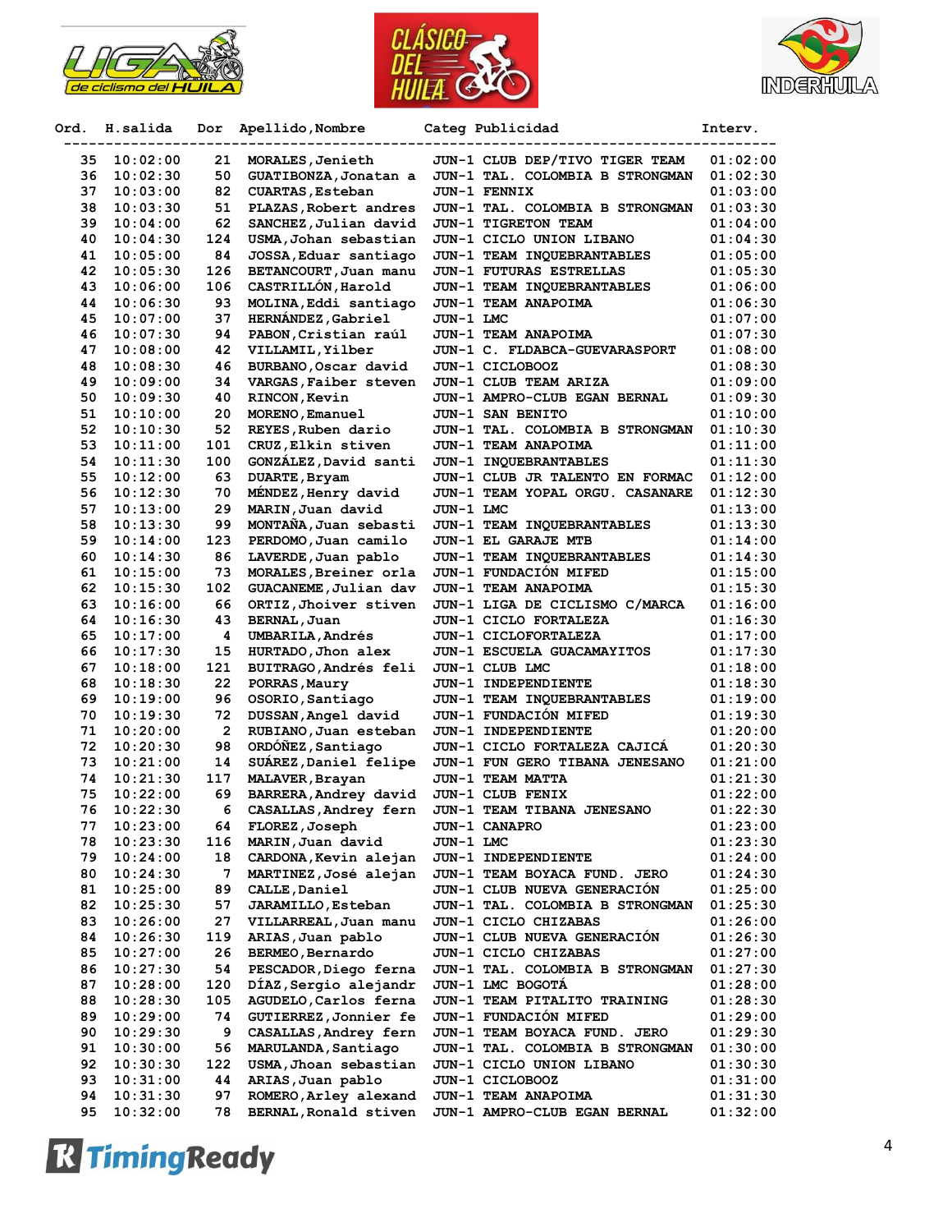| Ord. | H.salida | Dor | Apellido,Nombre | Categ | Publicidad | Interv. |
|---|---|---|---|---|---|---|
| 35 | 10:02:00 | 21 | MORALES,Jenieth | JUN-1 | CLUB DEP/TIVO TIGER TEAM | 01:02:00 |
| 36 | 10:02:30 | 50 | GUATIBONZA,Jonatan a | JUN-1 | TAL. COLOMBIA B STRONGMAN | 01:02:30 |
| 37 | 10:03:00 | 82 | CUARTAS,Esteban | JUN-1 | FENNIX | 01:03:00 |
| 38 | 10:03:30 | 51 | PLAZAS,Robert andres | JUN-1 | TAL. COLOMBIA B STRONGMAN | 01:03:30 |
| 39 | 10:04:00 | 62 | SANCHEZ,Julian david | JUN-1 | TIGRETON TEAM | 01:04:00 |
| 40 | 10:04:30 | 124 | USMA,Johan sebastian | JUN-1 | CICLO UNION LIBANO | 01:04:30 |
| 41 | 10:05:00 | 84 | JOSSA,Eduar santiago | JUN-1 | TEAM INQUEBRANTABLES | 01:05:00 |
| 42 | 10:05:30 | 126 | BETANCOURT,Juan manu | JUN-1 | FUTURAS ESTRELLAS | 01:05:30 |
| 43 | 10:06:00 | 106 | CASTRILLÓN,Harold | JUN-1 | TEAM INQUEBRANTABLES | 01:06:00 |
| 44 | 10:06:30 | 93 | MOLINA,Eddi santiago | JUN-1 | TEAM ANAPOIMA | 01:06:30 |
| 45 | 10:07:00 | 37 | HERNÁNDEZ,Gabriel | JUN-1 | LMC | 01:07:00 |
| 46 | 10:07:30 | 94 | PABON,Cristian raúl | JUN-1 | TEAM ANAPOIMA | 01:07:30 |
| 47 | 10:08:00 | 42 | VILLAMIL,Yilber | JUN-1 | C. FLDABCA-GUEVARASPORT | 01:08:00 |
| 48 | 10:08:30 | 46 | BURBANO,Oscar david | JUN-1 | CICLOBOOZ | 01:08:30 |
| 49 | 10:09:00 | 34 | VARGAS,Faiber steven | JUN-1 | CLUB TEAM ARIZA | 01:09:00 |
| 50 | 10:09:30 | 40 | RINCON,Kevin | JUN-1 | AMPRO-CLUB EGAN BERNAL | 01:09:30 |
| 51 | 10:10:00 | 20 | MORENO,Emanuel | JUN-1 | SAN BENITO | 01:10:00 |
| 52 | 10:10:30 | 52 | REYES,Ruben dario | JUN-1 | TAL. COLOMBIA B STRONGMAN | 01:10:30 |
| 53 | 10:11:00 | 101 | CRUZ,Elkin stiven | JUN-1 | TEAM ANAPOIMA | 01:11:00 |
| 54 | 10:11:30 | 100 | GONZÁLEZ,David santi | JUN-1 | INQUEBRANTABLES | 01:11:30 |
| 55 | 10:12:00 | 63 | DUARTE,Bryam | JUN-1 | CLUB JR TALENTO EN FORMAC | 01:12:00 |
| 56 | 10:12:30 | 70 | MÉNDEZ,Henry david | JUN-1 | TEAM YOPAL ORGU. CASANARE | 01:12:30 |
| 57 | 10:13:00 | 29 | MARIN,Juan david | JUN-1 | LMC | 01:13:00 |
| 58 | 10:13:30 | 99 | MONTAÑA,Juan sebasti | JUN-1 | TEAM INQUEBRANTABLES | 01:13:30 |
| 59 | 10:14:00 | 123 | PERDOMO,Juan camilo | JUN-1 | EL GARAJE MTB | 01:14:00 |
| 60 | 10:14:30 | 86 | LAVERDE,Juan pablo | JUN-1 | TEAM INQUEBRANTABLES | 01:14:30 |
| 61 | 10:15:00 | 73 | MORALES,Breiner orla | JUN-1 | FUNDACIÓN MIFED | 01:15:00 |
| 62 | 10:15:30 | 102 | GUACANEME,Julian dav | JUN-1 | TEAM ANAPOIMA | 01:15:30 |
| 63 | 10:16:00 | 66 | ORTIZ,Jhoiver stiven | JUN-1 | LIGA DE CICLISMO C/MARCA | 01:16:00 |
| 64 | 10:16:30 | 43 | BERNAL,Juan | JUN-1 | CICLO FORTALEZA | 01:16:30 |
| 65 | 10:17:00 | 4 | UMBARILA,Andrés | JUN-1 | CICLOFORTALEZA | 01:17:00 |
| 66 | 10:17:30 | 15 | HURTADO,Jhon alex | JUN-1 | ESCUELA GUACAMAYITOS | 01:17:30 |
| 67 | 10:18:00 | 121 | BUITRAGO,Andrés feli | JUN-1 | CLUB LMC | 01:18:00 |
| 68 | 10:18:30 | 22 | PORRAS,Maury | JUN-1 | INDEPENDIENTE | 01:18:30 |
| 69 | 10:19:00 | 96 | OSORIO,Santiago | JUN-1 | TEAM INQUEBRANTABLES | 01:19:00 |
| 70 | 10:19:30 | 72 | DUSSAN,Angel david | JUN-1 | FUNDACIÓN MIFED | 01:19:30 |
| 71 | 10:20:00 | 2 | RUBIANO,Juan esteban | JUN-1 | INDEPENDIENTE | 01:20:00 |
| 72 | 10:20:30 | 98 | ORDÓÑEZ,Santiago | JUN-1 | CICLO FORTALEZA CAJICÁ | 01:20:30 |
| 73 | 10:21:00 | 14 | SUÁREZ,Daniel felipe | JUN-1 | FUN GERO TIBANA JENESANO | 01:21:00 |
| 74 | 10:21:30 | 117 | MALAVER,Brayan | JUN-1 | TEAM MATTA | 01:21:30 |
| 75 | 10:22:00 | 69 | BARRERA,Andrey david | JUN-1 | CLUB FENIX | 01:22:00 |
| 76 | 10:22:30 | 6 | CASALLAS,Andrey fern | JUN-1 | TEAM TIBANA JENESANO | 01:22:30 |
| 77 | 10:23:00 | 64 | FLOREZ,Joseph | JUN-1 | CANAPRO | 01:23:00 |
| 78 | 10:23:30 | 116 | MARIN,Juan david | JUN-1 | LMC | 01:23:30 |
| 79 | 10:24:00 | 18 | CARDONA,Kevin alejan | JUN-1 | INDEPENDIENTE | 01:24:00 |
| 80 | 10:24:30 | 7 | MARTINEZ,José alejan | JUN-1 | TEAM BOYACA FUND. JERO | 01:24:30 |
| 81 | 10:25:00 | 89 | CALLE,Daniel | JUN-1 | CLUB NUEVA GENERACIÓN | 01:25:00 |
| 82 | 10:25:30 | 57 | JARAMILLO,Esteban | JUN-1 | TAL. COLOMBIA B STRONGMAN | 01:25:30 |
| 83 | 10:26:00 | 27 | VILLARREAL,Juan manu | JUN-1 | CICLO CHIZABAS | 01:26:00 |
| 84 | 10:26:30 | 119 | ARIAS,Juan pablo | JUN-1 | CLUB NUEVA GENERACIÓN | 01:26:30 |
| 85 | 10:27:00 | 26 | BERMEO,Bernardo | JUN-1 | CICLO CHIZABAS | 01:27:00 |
| 86 | 10:27:30 | 54 | PESCADOR,Diego ferna | JUN-1 | TAL. COLOMBIA B STRONGMAN | 01:27:30 |
| 87 | 10:28:00 | 120 | DÍAZ,Sergio alejandr | JUN-1 | LMC BOGOTÁ | 01:28:00 |
| 88 | 10:28:30 | 105 | AGUDELO,Carlos ferna | JUN-1 | TEAM PITALITO TRAINING | 01:28:30 |
| 89 | 10:29:00 | 74 | GUTIERREZ,Jonnier fe | JUN-1 | FUNDACIÓN MIFED | 01:29:00 |
| 90 | 10:29:30 | 9 | CASALLAS,Andrey fern | JUN-1 | TEAM BOYACA FUND. JERO | 01:29:30 |
| 91 | 10:30:00 | 56 | MARULANDA,Santiago | JUN-1 | TAL. COLOMBIA B STRONGMAN | 01:30:00 |
| 92 | 10:30:30 | 122 | USMA,Jhoan sebastian | JUN-1 | CICLO UNION LIBANO | 01:30:30 |
| 93 | 10:31:00 | 44 | ARIAS,Juan pablo | JUN-1 | CICLOBOOZ | 01:31:00 |
| 94 | 10:31:30 | 97 | ROMERO,Arley alexand | JUN-1 | TEAM ANAPOIMA | 01:31:30 |
| 95 | 10:32:00 | 78 | BERNAL,Ronald stiven | JUN-1 | AMPRO-CLUB EGAN BERNAL | 01:32:00 |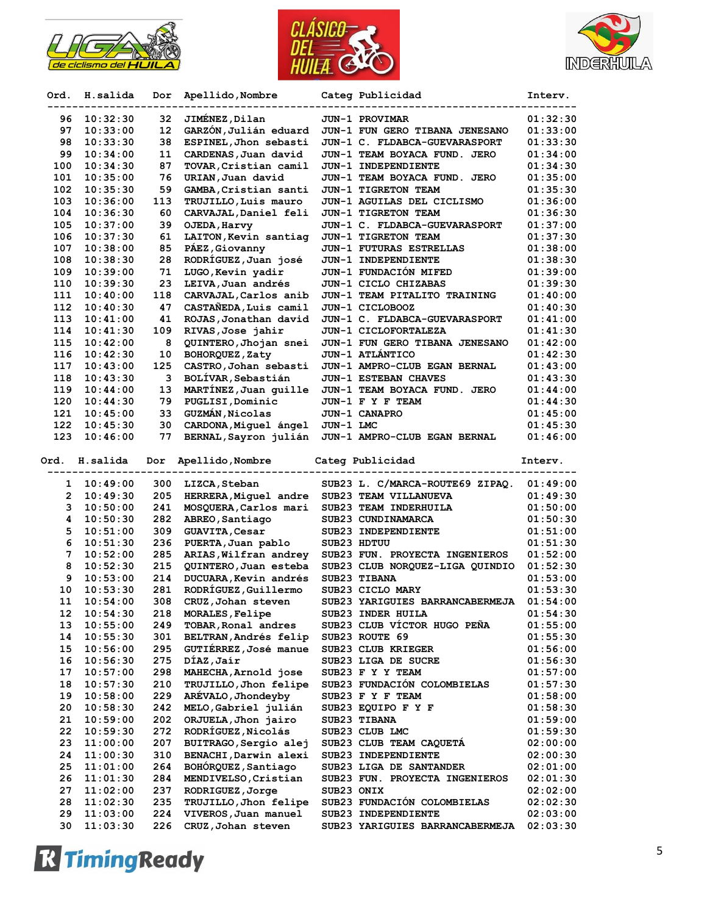| Ord. | H.salida | Dor | Apellido,Nombre | Categ | Publicidad | Interv. |
|---|---|---|---|---|---|---|
| 96 | 10:32:30 | 32 | JIMÉNEZ,Dilan | JUN-1 | PROVIMAR | 01:32:30 |
| 97 | 10:33:00 | 12 | GARZÓN,Julián eduard | JUN-1 | FUN GERO TIBANA JENESANO | 01:33:00 |
| 98 | 10:33:30 | 38 | ESPINEL,Jhon sebasti | JUN-1 | C. FLDABCA-GUEVARASPORT | 01:33:30 |
| 99 | 10:34:00 | 11 | CARDENAS,Juan david | JUN-1 | TEAM BOYACA FUND. JERO | 01:34:00 |
| 100 | 10:34:30 | 87 | TOVAR,Cristian camil | JUN-1 | INDEPENDIENTE | 01:34:30 |
| 101 | 10:35:00 | 76 | URIAN,Juan david | JUN-1 | TEAM BOYACA FUND. JERO | 01:35:00 |
| 102 | 10:35:30 | 59 | GAMBA,Cristian santi | JUN-1 | TIGRETON TEAM | 01:35:30 |
| 103 | 10:36:00 | 113 | TRUJILLO,Luis mauro | JUN-1 | AGUILAS DEL CICLISMO | 01:36:00 |
| 104 | 10:36:30 | 60 | CARVAJAL,Daniel feli | JUN-1 | TIGRETON TEAM | 01:36:30 |
| 105 | 10:37:00 | 39 | OJEDA,Harvy | JUN-1 | C. FLDABCA-GUEVARASPORT | 01:37:00 |
| 106 | 10:37:30 | 61 | LAITON,Kevin santiag | JUN-1 | TIGRETON TEAM | 01:37:30 |
| 107 | 10:38:00 | 85 | PÁEZ,Giovanny | JUN-1 | FUTURAS ESTRELLAS | 01:38:00 |
| 108 | 10:38:30 | 28 | RODRÍGUEZ,Juan josé | JUN-1 | INDEPENDIENTE | 01:38:30 |
| 109 | 10:39:00 | 71 | LUGO,Kevin yadir | JUN-1 | FUNDACIÓN MIFED | 01:39:00 |
| 110 | 10:39:30 | 23 | LEIVA,Juan andrés | JUN-1 | CICLO CHIZABAS | 01:39:30 |
| 111 | 10:40:00 | 118 | CARVAJAL,Carlos anib | JUN-1 | TEAM PITALITO TRAINING | 01:40:00 |
| 112 | 10:40:30 | 47 | CASTAÑEDA,Luis camil | JUN-1 | CICLOBOOZ | 01:40:30 |
| 113 | 10:41:00 | 41 | ROJAS,Jonathan david | JUN-1 | C. FLDABCA-GUEVARASPORT | 01:41:00 |
| 114 | 10:41:30 | 109 | RIVAS,Jose jahir | JUN-1 | CICLOFORTALEZA | 01:41:30 |
| 115 | 10:42:00 | 8 | QUINTERO,Jhojan snei | JUN-1 | FUN GERO TIBANA JENESANO | 01:42:00 |
| 116 | 10:42:30 | 10 | BOHORQUEZ,Zaty | JUN-1 | ATLÁNTICO | 01:42:30 |
| 117 | 10:43:00 | 125 | CASTRO,Johan sebasti | JUN-1 | AMPRO-CLUB EGAN BERNAL | 01:43:00 |
| 118 | 10:43:30 | 3 | BOLÍVAR,Sebastián | JUN-1 | ESTEBAN CHAVES | 01:43:30 |
| 119 | 10:44:00 | 13 | MARTÍNEZ,Juan guille | JUN-1 | TEAM BOYACA FUND. JERO | 01:44:00 |
| 120 | 10:44:30 | 79 | PUGLISI,Dominic | JUN-1 | F Y F TEAM | 01:44:30 |
| 121 | 10:45:00 | 33 | GUZMÁN,Nicolas | JUN-1 | CANAPRO | 01:45:00 |
| 122 | 10:45:30 | 30 | CARDONA,Miguel ángel | JUN-1 | LMC | 01:45:30 |
| 123 | 10:46:00 | 77 | BERNAL,Sayron julián | JUN-1 | AMPRO-CLUB EGAN BERNAL | 01:46:00 |

| Ord. | H.salida | Dor | Apellido,Nombre | Categ | Publicidad | Interv. |
|---|---|---|---|---|---|---|
| 1 | 10:49:00 | 300 | LIZCA,Steban | SUB23 | L. C/MARCA-ROUTE69 ZIPAQ. | 01:49:00 |
| 2 | 10:49:30 | 205 | HERRERA,Miguel andre | SUB23 | TEAM VILLANUEVA | 01:49:30 |
| 3 | 10:50:00 | 241 | MOSQUERA,Carlos mari | SUB23 | TEAM INDERHUILA | 01:50:00 |
| 4 | 10:50:30 | 282 | ABREO,Santiago | SUB23 | CUNDINAMARCA | 01:50:30 |
| 5 | 10:51:00 | 309 | GUAVITA,Cesar | SUB23 | INDEPENDIENTE | 01:51:00 |
| 6 | 10:51:30 | 236 | PUERTA,Juan pablo | SUB23 | HDTUU | 01:51:30 |
| 7 | 10:52:00 | 285 | ARIAS,Wilfran andrey | SUB23 | FUN. PROYECTA INGENIEROS | 01:52:00 |
| 8 | 10:52:30 | 215 | QUINTERO,Juan esteba | SUB23 | CLUB NORQUEZ-LIGA QUINDIO | 01:52:30 |
| 9 | 10:53:00 | 214 | DUCUARA,Kevin andrés | SUB23 | TIBANA | 01:53:00 |
| 10 | 10:53:30 | 281 | RODRÍGUEZ,Guillermo | SUB23 | CICLO MARY | 01:53:30 |
| 11 | 10:54:00 | 308 | CRUZ,Johan steven | SUB23 | YARIGUIES BARRANCABERMEJA | 01:54:00 |
| 12 | 10:54:30 | 218 | MORALES,Felipe | SUB23 | INDER HUILA | 01:54:30 |
| 13 | 10:55:00 | 249 | TOBAR,Ronal andres | SUB23 | CLUB VÍCTOR HUGO PEÑA | 01:55:00 |
| 14 | 10:55:30 | 301 | BELTRAN,Andrés felip | SUB23 | ROUTE 69 | 01:55:30 |
| 15 | 10:56:00 | 295 | GUTIÉRREZ,José manue | SUB23 | CLUB KRIEGER | 01:56:00 |
| 16 | 10:56:30 | 275 | DÍAZ,Jair | SUB23 | LIGA DE SUCRE | 01:56:30 |
| 17 | 10:57:00 | 298 | MAHECHA,Arnold jose | SUB23 | F Y Y TEAM | 01:57:00 |
| 18 | 10:57:30 | 210 | TRUJILLO,Jhon felipe | SUB23 | FUNDACIÓN COLOMBIELAS | 01:57:30 |
| 19 | 10:58:00 | 229 | ARÉVALO,Jhondeyby | SUB23 | F Y F TEAM | 01:58:00 |
| 20 | 10:58:30 | 242 | MELO,Gabriel julián | SUB23 | EQUIPO F Y F | 01:58:30 |
| 21 | 10:59:00 | 202 | ORJUELA,Jhon jairo | SUB23 | TIBANA | 01:59:00 |
| 22 | 10:59:30 | 272 | RODRÍGUEZ,Nicolás | SUB23 | CLUB LMC | 01:59:30 |
| 23 | 11:00:00 | 207 | BUITRAGO,Sergio alej | SUB23 | CLUB TEAM CAQUETÁ | 02:00:00 |
| 24 | 11:00:30 | 310 | BENACHI,Darwin alexi | SUB23 | INDEPENDIENTE | 02:00:30 |
| 25 | 11:01:00 | 264 | BOHÓRQUEZ,Santiago | SUB23 | LIGA DE SANTANDER | 02:01:00 |
| 26 | 11:01:30 | 284 | MENDIVELSO,Cristian | SUB23 | FUN. PROYECTA INGENIEROS | 02:01:30 |
| 27 | 11:02:00 | 237 | RODRIGUEZ,Jorge | SUB23 | ONIX | 02:02:00 |
| 28 | 11:02:30 | 235 | TRUJILLO,Jhon felipe | SUB23 | FUNDACIÓN COLOMBIELAS | 02:02:30 |
| 29 | 11:03:00 | 224 | VIVEROS,Juan manuel | SUB23 | INDEPENDIENTE | 02:03:00 |
| 30 | 11:03:30 | 226 | CRUZ,Johan steven | SUB23 | YARIGUIES BARRANCABERMEJA | 02:03:30 |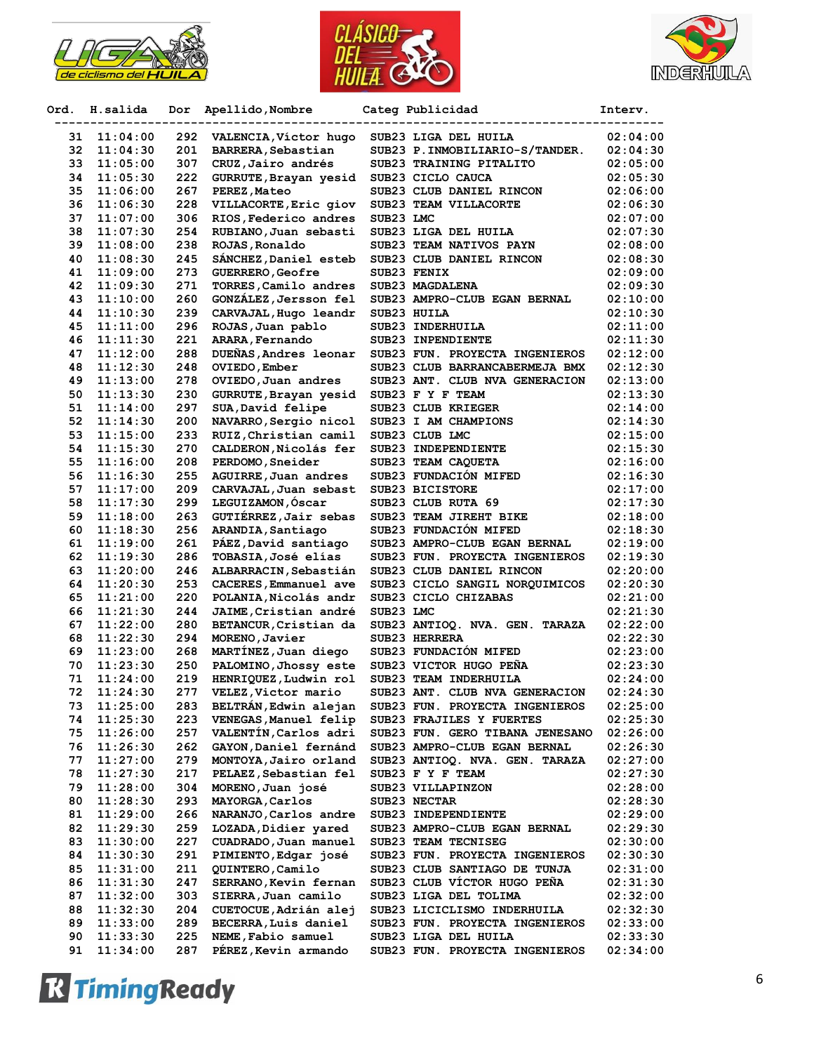| Ord. | H.salida | Dor | Apellido,Nombre | Categ | Publicidad | Interv. |
|---|---|---|---|---|---|---|
| 31 | 11:04:00 | 292 | VALENCIA,Víctor hugo | SUB23 | LIGA DEL HUILA | 02:04:00 |
| 32 | 11:04:30 | 201 | BARRERA,Sebastian | SUB23 | P.INMOBILIARIO-S/TANDER. | 02:04:30 |
| 33 | 11:05:00 | 307 | CRUZ,Jairo andrés | SUB23 | TRAINING PITALITO | 02:05:00 |
| 34 | 11:05:30 | 222 | GURRUTE,Brayan yesid | SUB23 | CICLO CAUCA | 02:05:30 |
| 35 | 11:06:00 | 267 | PEREZ,Mateo | SUB23 | CLUB DANIEL RINCON | 02:06:00 |
| 36 | 11:06:30 | 228 | VILLACORTE,Eric giov | SUB23 | TEAM VILLACORTE | 02:06:30 |
| 37 | 11:07:00 | 306 | RIOS,Federico andres | SUB23 | LMC | 02:07:00 |
| 38 | 11:07:30 | 254 | RUBIANO,Juan sebasti | SUB23 | LIGA DEL HUILA | 02:07:30 |
| 39 | 11:08:00 | 238 | ROJAS,Ronaldo | SUB23 | TEAM NATIVOS PAYN | 02:08:00 |
| 40 | 11:08:30 | 245 | SÁNCHEZ,Daniel esteb | SUB23 | CLUB DANIEL RINCON | 02:08:30 |
| 41 | 11:09:00 | 273 | GUERRERO,Geofre | SUB23 | FENIX | 02:09:00 |
| 42 | 11:09:30 | 271 | TORRES,Camilo andres | SUB23 | MAGDALENA | 02:09:30 |
| 43 | 11:10:00 | 260 | GONZÁLEZ,Jersson fel | SUB23 | AMPRO-CLUB EGAN BERNAL | 02:10:00 |
| 44 | 11:10:30 | 239 | CARVAJAL,Hugo leandr | SUB23 | HUILA | 02:10:30 |
| 45 | 11:11:00 | 296 | ROJAS,Juan pablo | SUB23 | INDERHUILA | 02:11:00 |
| 46 | 11:11:30 | 221 | ARARA,Fernando | SUB23 | INPENDIENTE | 02:11:30 |
| 47 | 11:12:00 | 288 | DUEÑAS,Andres leonar | SUB23 | FUN. PROYECTA INGENIEROS | 02:12:00 |
| 48 | 11:12:30 | 248 | OVIEDO,Ember | SUB23 | CLUB BARRANCABERMEJA BMX | 02:12:30 |
| 49 | 11:13:00 | 278 | OVIEDO,Juan andres | SUB23 | ANT. CLUB NVA GENERACION | 02:13:00 |
| 50 | 11:13:30 | 230 | GURRUTE,Brayan yesid | SUB23 | F Y F TEAM | 02:13:30 |
| 51 | 11:14:00 | 297 | SUA,David felipe | SUB23 | CLUB KRIEGER | 02:14:00 |
| 52 | 11:14:30 | 200 | NAVARRO,Sergio nicol | SUB23 | I AM CHAMPIONS | 02:14:30 |
| 53 | 11:15:00 | 233 | RUIZ,Christian camil | SUB23 | CLUB LMC | 02:15:00 |
| 54 | 11:15:30 | 270 | CALDERON,Nicolás fer | SUB23 | INDEPENDIENTE | 02:15:30 |
| 55 | 11:16:00 | 208 | PERDOMO,Sneider | SUB23 | TEAM CAQUETA | 02:16:00 |
| 56 | 11:16:30 | 255 | AGUIRRE,Juan andres | SUB23 | FUNDACIÓN MIFED | 02:16:30 |
| 57 | 11:17:00 | 209 | CARVAJAL,Juan sebast | SUB23 | BICISTORE | 02:17:00 |
| 58 | 11:17:30 | 299 | LEGUIZAMON,Óscar | SUB23 | CLUB RUTA 69 | 02:17:30 |
| 59 | 11:18:00 | 263 | GUTIÉRREZ,Jair sebas | SUB23 | TEAM JIREHT BIKE | 02:18:00 |
| 60 | 11:18:30 | 256 | ARANDIA,Santiago | SUB23 | FUNDACIÓN MIFED | 02:18:30 |
| 61 | 11:19:00 | 261 | PÁEZ,David santiago | SUB23 | AMPRO-CLUB EGAN BERNAL | 02:19:00 |
| 62 | 11:19:30 | 286 | TOBASIA,José elías | SUB23 | FUN. PROYECTA INGENIEROS | 02:19:30 |
| 63 | 11:20:00 | 246 | ALBARRACIN,Sebastián | SUB23 | CLUB DANIEL RINCON | 02:20:00 |
| 64 | 11:20:30 | 253 | CACERES,Emmanuel ave | SUB23 | CICLO SANGIL NORQUIMICOS | 02:20:30 |
| 65 | 11:21:00 | 220 | POLANIA,Nicolás andr | SUB23 | CICLO CHIZABAS | 02:21:00 |
| 66 | 11:21:30 | 244 | JAIME,Cristian andré | SUB23 | LMC | 02:21:30 |
| 67 | 11:22:00 | 280 | BETANCUR,Cristian da | SUB23 | ANTIOQ. NVA. GEN. TARAZA | 02:22:00 |
| 68 | 11:22:30 | 294 | MORENO,Javier | SUB23 | HERRERA | 02:22:30 |
| 69 | 11:23:00 | 268 | MARTÍNEZ,Juan diego | SUB23 | FUNDACIÓN MIFED | 02:23:00 |
| 70 | 11:23:30 | 250 | PALOMINO,Jhossy este | SUB23 | VICTOR HUGO PEÑA | 02:23:30 |
| 71 | 11:24:00 | 219 | HENRIQUEZ,Ludwin rol | SUB23 | TEAM INDERHUILA | 02:24:00 |
| 72 | 11:24:30 | 277 | VELEZ,Victor mario | SUB23 | ANT. CLUB NVA GENERACION | 02:24:30 |
| 73 | 11:25:00 | 283 | BELTRÁN,Edwin alejan | SUB23 | FUN. PROYECTA INGENIEROS | 02:25:00 |
| 74 | 11:25:30 | 223 | VENEGAS,Manuel felip | SUB23 | FRAJILES Y FUERTES | 02:25:30 |
| 75 | 11:26:00 | 257 | VALENTÍN,Carlos adri | SUB23 | FUN. GERO TIBANA JENESANO | 02:26:00 |
| 76 | 11:26:30 | 262 | GAYON,Daniel fernánd | SUB23 | AMPRO-CLUB EGAN BERNAL | 02:26:30 |
| 77 | 11:27:00 | 279 | MONTOYA,Jairo orland | SUB23 | ANTIOQ. NVA. GEN. TARAZA | 02:27:00 |
| 78 | 11:27:30 | 217 | PELAEZ,Sebastian fel | SUB23 | F Y F TEAM | 02:27:30 |
| 79 | 11:28:00 | 304 | MORENO,Juan josé | SUB23 | VILLAPINZON | 02:28:00 |
| 80 | 11:28:30 | 293 | MAYORGA,Carlos | SUB23 | NECTAR | 02:28:30 |
| 81 | 11:29:00 | 266 | NARANJO,Carlos andre | SUB23 | INDEPENDIENTE | 02:29:00 |
| 82 | 11:29:30 | 259 | LOZADA,Didier yared | SUB23 | AMPRO-CLUB EGAN BERNAL | 02:29:30 |
| 83 | 11:30:00 | 227 | CUADRADO,Juan manuel | SUB23 | TEAM TECNISEG | 02:30:00 |
| 84 | 11:30:30 | 291 | PIMIENTO,Edgar josé | SUB23 | FUN. PROYECTA INGENIEROS | 02:30:30 |
| 85 | 11:31:00 | 211 | QUINTERO,Camilo | SUB23 | CLUB SANTIAGO DE TUNJA | 02:31:00 |
| 86 | 11:31:30 | 247 | SERRANO,Kevin fernan | SUB23 | CLUB VÍCTOR HUGO PEÑA | 02:31:30 |
| 87 | 11:32:00 | 303 | SIERRA,Juan camilo | SUB23 | LIGA DEL TOLIMA | 02:32:00 |
| 88 | 11:32:30 | 204 | CUETOCUE,Adrián alej | SUB23 | LICICLISMO INDERHUILA | 02:32:30 |
| 89 | 11:33:00 | 289 | BECERRA,Luis daniel | SUB23 | FUN. PROYECTA INGENIEROS | 02:33:00 |
| 90 | 11:33:30 | 225 | NEME,Fabio samuel | SUB23 | LIGA DEL HUILA | 02:33:30 |
| 91 | 11:34:00 | 287 | PÉREZ,Kevin armando | SUB23 | FUN. PROYECTA INGENIEROS | 02:34:00 |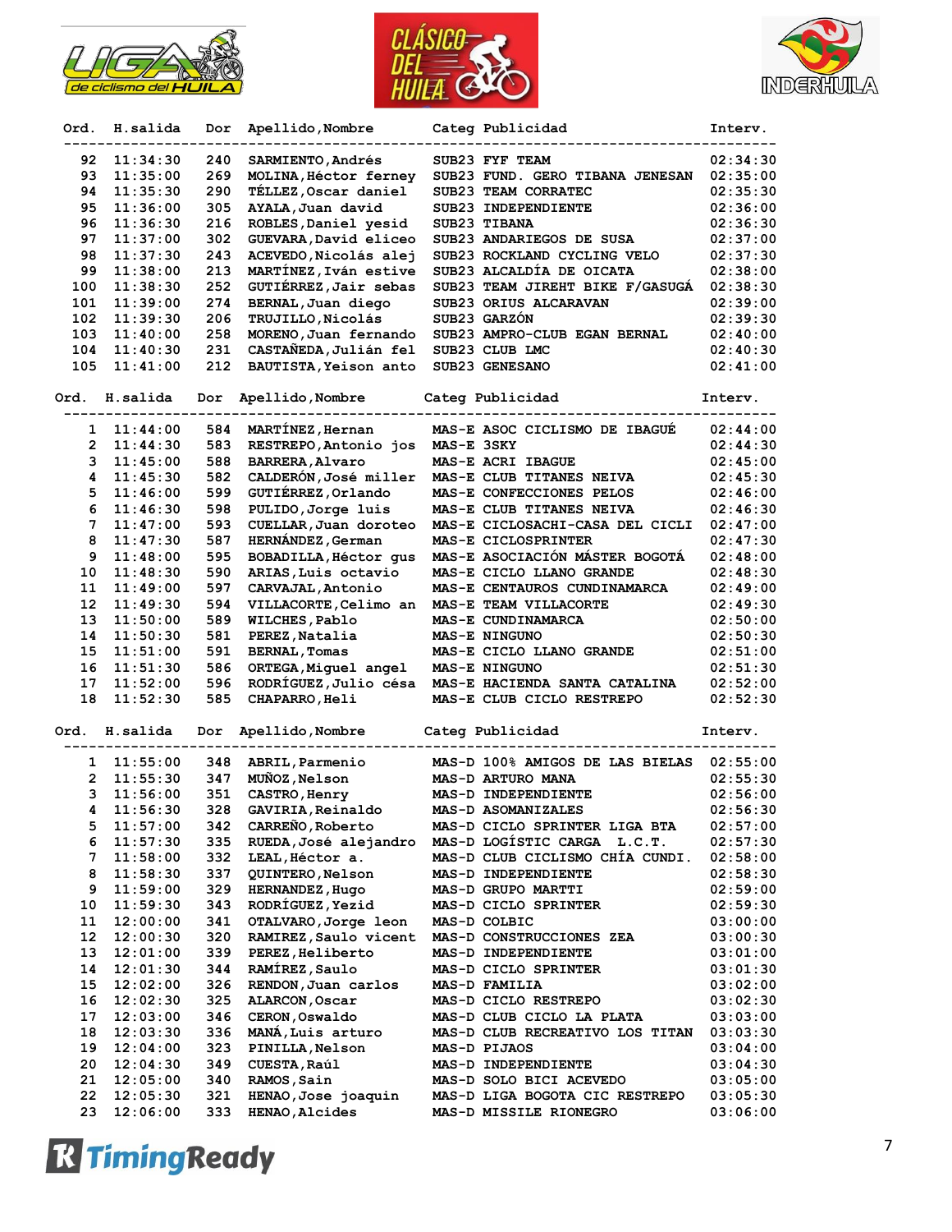| Ord. | H.salida | Dor | Apellido,Nombre | Categ | Publicidad | Interv. |
|---|---|---|---|---|---|---|
| 92 | 11:34:30 | 240 | SARMIENTO,Andrés | SUB23 | FYF TEAM | 02:34:30 |
| 93 | 11:35:00 | 269 | MOLINA,Héctor ferney | SUB23 | FUND. GERO TIBANA JENESAN | 02:35:00 |
| 94 | 11:35:30 | 290 | TÉLLEZ,Oscar daniel | SUB23 | TEAM CORRATEC | 02:35:30 |
| 95 | 11:36:00 | 305 | AYALA,Juan david | SUB23 | INDEPENDIENTE | 02:36:00 |
| 96 | 11:36:30 | 216 | ROBLES,Daniel yesid | SUB23 | TIBANA | 02:36:30 |
| 97 | 11:37:00 | 302 | GUEVARA,David eliceo | SUB23 | ANDARIEGOS DE SUSA | 02:37:00 |
| 98 | 11:37:30 | 243 | ACEVEDO,Nicolás alej | SUB23 | ROCKLAND CYCLING VELO | 02:37:30 |
| 99 | 11:38:00 | 213 | MARTÍNEZ,Iván estive | SUB23 | ALCALDÍA DE OICATA | 02:38:00 |
| 100 | 11:38:30 | 252 | GUTIÉRREZ,Jair sebas | SUB23 | TEAM JIREHT BIKE F/GASUGÁ | 02:38:30 |
| 101 | 11:39:00 | 274 | BERNAL,Juan diego | SUB23 | ORIUS ALCARAVAN | 02:39:00 |
| 102 | 11:39:30 | 206 | TRUJILLO,Nicolás | SUB23 | GARZÓN | 02:39:30 |
| 103 | 11:40:00 | 258 | MORENO,Juan fernando | SUB23 | AMPRO-CLUB EGAN BERNAL | 02:40:00 |
| 104 | 11:40:30 | 231 | CASTAÑEDA,Julián fel | SUB23 | CLUB LMC | 02:40:30 |
| 105 | 11:41:00 | 212 | BAUTISTA,Yeison anto | SUB23 | GENESANO | 02:41:00 |

| Ord. | H.salida | Dor | Apellido,Nombre | Categ | Publicidad | Interv. |
|---|---|---|---|---|---|---|
| 1 | 11:44:00 | 584 | MARTÍNEZ,Hernan | MAS-E | ASOC CICLISMO DE IBAGUÉ | 02:44:00 |
| 2 | 11:44:30 | 583 | RESTREPO,Antonio jos | MAS-E | 3SKY | 02:44:30 |
| 3 | 11:45:00 | 588 | BARRERA,Alvaro | MAS-E | ACRI IBAGUE | 02:45:00 |
| 4 | 11:45:30 | 582 | CALDERÓN,José miller | MAS-E | CLUB TITANES NEIVA | 02:45:30 |
| 5 | 11:46:00 | 599 | GUTIÉRREZ,Orlando | MAS-E | CONFECCIONES PELOS | 02:46:00 |
| 6 | 11:46:30 | 598 | PULIDO,Jorge luis | MAS-E | CLUB TITANES NEIVA | 02:46:30 |
| 7 | 11:47:00 | 593 | CUELLAR,Juan doroteo | MAS-E | CICLOSACHI-CASA DEL CICLI | 02:47:00 |
| 8 | 11:47:30 | 587 | HERNÁNDEZ,German | MAS-E | CICLOSPRINTER | 02:47:30 |
| 9 | 11:48:00 | 595 | BOBADILLA,Héctor gus | MAS-E | ASOCIACIÓN MÁSTER BOGOTÁ | 02:48:00 |
| 10 | 11:48:30 | 590 | ARIAS,Luis octavio | MAS-E | CICLO LLANO GRANDE | 02:48:30 |
| 11 | 11:49:00 | 597 | CARVAJAL,Antonio | MAS-E | CENTAUROS CUNDINAMARCA | 02:49:00 |
| 12 | 11:49:30 | 594 | VILLACORTE,Celimo an | MAS-E | TEAM VILLACORTE | 02:49:30 |
| 13 | 11:50:00 | 589 | WILCHES,Pablo | MAS-E | CUNDINAMARCA | 02:50:00 |
| 14 | 11:50:30 | 581 | PEREZ,Natalia | MAS-E | NINGUNO | 02:50:30 |
| 15 | 11:51:00 | 591 | BERNAL,Tomas | MAS-E | CICLO LLANO GRANDE | 02:51:00 |
| 16 | 11:51:30 | 586 | ORTEGA,Miguel angel | MAS-E | NINGUNO | 02:51:30 |
| 17 | 11:52:00 | 596 | RODRÍGUEZ,Julio césa | MAS-E | HACIENDA SANTA CATALINA | 02:52:00 |
| 18 | 11:52:30 | 585 | CHAPARRO,Heli | MAS-E | CLUB CICLO RESTREPO | 02:52:30 |

| Ord. | H.salida | Dor | Apellido,Nombre | Categ | Publicidad | Interv. |
|---|---|---|---|---|---|---|
| 1 | 11:55:00 | 348 | ABRIL,Parmenio | MAS-D | 100% AMIGOS DE LAS BIELAS | 02:55:00 |
| 2 | 11:55:30 | 347 | MUÑOZ,Nelson | MAS-D | ARTURO MANA | 02:55:30 |
| 3 | 11:56:00 | 351 | CASTRO,Henry | MAS-D | INDEPENDIENTE | 02:56:00 |
| 4 | 11:56:30 | 328 | GAVIRIA,Reinaldo | MAS-D | ASOMANIZALES | 02:56:30 |
| 5 | 11:57:00 | 342 | CARREÑO,Roberto | MAS-D | CICLO SPRINTER LIGA BTA | 02:57:00 |
| 6 | 11:57:30 | 335 | RUEDA,José alejandro | MAS-D | LOGÍSTIC CARGA L.C.T. | 02:57:30 |
| 7 | 11:58:00 | 332 | LEAL,Héctor a. | MAS-D | CLUB CICLISMO CHÍA CUNDI. | 02:58:00 |
| 8 | 11:58:30 | 337 | QUINTERO,Nelson | MAS-D | INDEPENDIENTE | 02:58:30 |
| 9 | 11:59:00 | 329 | HERNANDEZ,Hugo | MAS-D | GRUPO MARTTI | 02:59:00 |
| 10 | 11:59:30 | 343 | RODRÍGUEZ,Yezid | MAS-D | CICLO SPRINTER | 02:59:30 |
| 11 | 12:00:00 | 341 | OTALVARO,Jorge leon | MAS-D | COLBIC | 03:00:00 |
| 12 | 12:00:30 | 320 | RAMIREZ,Saulo vicent | MAS-D | CONSTRUCCIONES ZEA | 03:00:30 |
| 13 | 12:01:00 | 339 | PEREZ,Heliberto | MAS-D | INDEPENDIENTE | 03:01:00 |
| 14 | 12:01:30 | 344 | RAMÍREZ,Saulo | MAS-D | CICLO SPRINTER | 03:01:30 |
| 15 | 12:02:00 | 326 | RENDON,Juan carlos | MAS-D | FAMILIA | 03:02:00 |
| 16 | 12:02:30 | 325 | ALARCON,Oscar | MAS-D | CICLO RESTREPO | 03:02:30 |
| 17 | 12:03:00 | 346 | CERON,Oswaldo | MAS-D | CLUB CICLO LA PLATA | 03:03:00 |
| 18 | 12:03:30 | 336 | MANÁ,Luis arturo | MAS-D | CLUB RECREATIVO LOS TITAN | 03:03:30 |
| 19 | 12:04:00 | 323 | PINILLA,Nelson | MAS-D | PIJAOS | 03:04:00 |
| 20 | 12:04:30 | 349 | CUESTA,Raúl | MAS-D | INDEPENDIENTE | 03:04:30 |
| 21 | 12:05:00 | 340 | RAMOS,Sain | MAS-D | SOLO BICI ACEVEDO | 03:05:00 |
| 22 | 12:05:30 | 321 | HENAO,Jose joaquin | MAS-D | LIGA BOGOTA CIC RESTREPO | 03:05:30 |
| 23 | 12:06:00 | 333 | HENAO,Alcides | MAS-D | MISSILE RIONEGRO | 03:06:00 |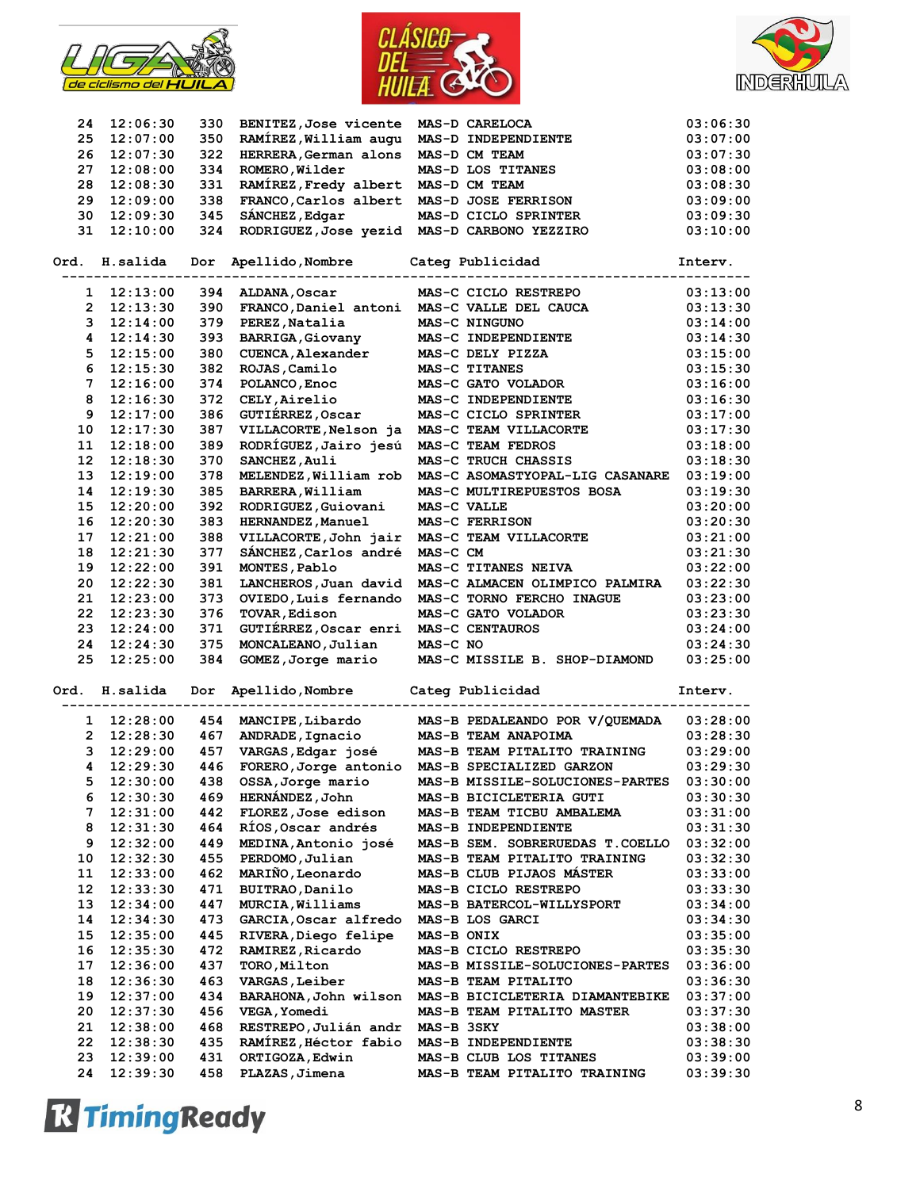| | | | | | | |
|---|---|---|---|---|---|---|
| 24 | 12:06:30 | 330 | BENITEZ,Jose vicente | MAS-D | CARELOCA | 03:06:30 |
| 25 | 12:07:00 | 350 | RAMÍREZ,William augu | MAS-D | INDEPENDIENTE | 03:07:00 |
| 26 | 12:07:30 | 322 | HERRERA,German alons | MAS-D | CM TEAM | 03:07:30 |
| 27 | 12:08:00 | 334 | ROMERO,Wilder | MAS-D | LOS TITANES | 03:08:00 |
| 28 | 12:08:30 | 331 | RAMÍREZ,Fredy albert | MAS-D | CM TEAM | 03:08:30 |
| 29 | 12:09:00 | 338 | FRANCO,Carlos albert | MAS-D | JOSE FERRISON | 03:09:00 |
| 30 | 12:09:30 | 345 | SÁNCHEZ,Edgar | MAS-D | CICLO SPRINTER | 03:09:30 |
| 31 | 12:10:00 | 324 | RODRIGUEZ,Jose yezid | MAS-D | CARBONO YEZZIRO | 03:10:00 |

| Ord. | H.salida | Dor | Apellido,Nombre | Categ | Publicidad | Interv. |
|---|---|---|---|---|---|---|
| 1 | 12:13:00 | 394 | ALDANA,Oscar | MAS-C | CICLO RESTREPO | 03:13:00 |
| 2 | 12:13:30 | 390 | FRANCO,Daniel antoni | MAS-C | VALLE DEL CAUCA | 03:13:30 |
| 3 | 12:14:00 | 379 | PEREZ,Natalia | MAS-C | NINGUNO | 03:14:00 |
| 4 | 12:14:30 | 393 | BARRIGA,Giovany | MAS-C | INDEPENDIENTE | 03:14:30 |
| 5 | 12:15:00 | 380 | CUENCA,Alexander | MAS-C | DELY PIZZA | 03:15:00 |
| 6 | 12:15:30 | 382 | ROJAS,Camilo | MAS-C | TITANES | 03:15:30 |
| 7 | 12:16:00 | 374 | POLANCO,Enoc | MAS-C | GATO VOLADOR | 03:16:00 |
| 8 | 12:16:30 | 372 | CELY,Airelio | MAS-C | INDEPENDIENTE | 03:16:30 |
| 9 | 12:17:00 | 386 | GUTIÉRREZ,Oscar | MAS-C | CICLO SPRINTER | 03:17:00 |
| 10 | 12:17:30 | 387 | VILLACORTE,Nelson ja | MAS-C | TEAM VILLACORTE | 03:17:30 |
| 11 | 12:18:00 | 389 | RODRÍGUEZ,Jairo jesú | MAS-C | TEAM FEDROS | 03:18:00 |
| 12 | 12:18:30 | 370 | SANCHEZ,Auli | MAS-C | TRUCH CHASSIS | 03:18:30 |
| 13 | 12:19:00 | 378 | MELENDEZ,William rob | MAS-C | ASOMASTYOPAL-LIG CASANARE | 03:19:00 |
| 14 | 12:19:30 | 385 | BARRERA,William | MAS-C | MULTIREPUESTOS BOSA | 03:19:30 |
| 15 | 12:20:00 | 392 | RODRIGUEZ,Guiovani | MAS-C | VALLE | 03:20:00 |
| 16 | 12:20:30 | 383 | HERNANDEZ,Manuel | MAS-C | FERRISON | 03:20:30 |
| 17 | 12:21:00 | 388 | VILLACORTE,John jair | MAS-C | TEAM VILLACORTE | 03:21:00 |
| 18 | 12:21:30 | 377 | SÁNCHEZ,Carlos andré | MAS-C | CM | 03:21:30 |
| 19 | 12:22:00 | 391 | MONTES,Pablo | MAS-C | TITANES NEIVA | 03:22:00 |
| 20 | 12:22:30 | 381 | LANCHEROS,Juan david | MAS-C | ALMACEN OLIMPICO PALMIRA | 03:22:30 |
| 21 | 12:23:00 | 373 | OVIEDO,Luis fernando | MAS-C | TORNO FERCHO INAGUE | 03:23:00 |
| 22 | 12:23:30 | 376 | TOVAR,Edison | MAS-C | GATO VOLADOR | 03:23:30 |
| 23 | 12:24:00 | 371 | GUTIÉRREZ,Oscar enri | MAS-C | CENTAUROS | 03:24:00 |
| 24 | 12:24:30 | 375 | MONCALEANO,Julian | MAS-C | NO | 03:24:30 |
| 25 | 12:25:00 | 384 | GOMEZ,Jorge mario | MAS-C | MISSILE B. SHOP-DIAMOND | 03:25:00 |

| Ord. | H.salida | Dor | Apellido,Nombre | Categ | Publicidad | Interv. |
|---|---|---|---|---|---|---|
| 1 | 12:28:00 | 454 | MANCIPE,Libardo | MAS-B | PEDALEANDO POR V/QUEMADA | 03:28:00 |
| 2 | 12:28:30 | 467 | ANDRADE,Ignacio | MAS-B | TEAM ANAPOIMA | 03:28:30 |
| 3 | 12:29:00 | 457 | VARGAS,Edgar josé | MAS-B | TEAM PITALITO TRAINING | 03:29:00 |
| 4 | 12:29:30 | 446 | FORERO,Jorge antonio | MAS-B | SPECIALIZED GARZON | 03:29:30 |
| 5 | 12:30:00 | 438 | OSSA,Jorge mario | MAS-B | MISSILE-SOLUCIONES-PARTES | 03:30:00 |
| 6 | 12:30:30 | 469 | HERNÁNDEZ,John | MAS-B | BICICLETERIA GUTI | 03:30:30 |
| 7 | 12:31:00 | 442 | FLOREZ,Jose edison | MAS-B | TEAM TICBU AMBALEMA | 03:31:00 |
| 8 | 12:31:30 | 464 | RÍOS,Oscar andrés | MAS-B | INDEPENDIENTE | 03:31:30 |
| 9 | 12:32:00 | 449 | MEDINA,Antonio josé | MAS-B | SEM. SOBRERUEDAS T.COELLO | 03:32:00 |
| 10 | 12:32:30 | 455 | PERDOMO,Julian | MAS-B | TEAM PITALITO TRAINING | 03:32:30 |
| 11 | 12:33:00 | 462 | MARIÑO,Leonardo | MAS-B | CLUB PIJAOS MÁSTER | 03:33:00 |
| 12 | 12:33:30 | 471 | BUITRAO,Danilo | MAS-B | CICLO RESTREPO | 03:33:30 |
| 13 | 12:34:00 | 447 | MURCIA,Williams | MAS-B | BATERCOL-WILLYSPORT | 03:34:00 |
| 14 | 12:34:30 | 473 | GARCIA,Oscar alfredo | MAS-B | LOS GARCI | 03:34:30 |
| 15 | 12:35:00 | 445 | RIVERA,Diego felipe | MAS-B | ONIX | 03:35:00 |
| 16 | 12:35:30 | 472 | RAMIREZ,Ricardo | MAS-B | CICLO RESTREPO | 03:35:30 |
| 17 | 12:36:00 | 437 | TORO,Milton | MAS-B | MISSILE-SOLUCIONES-PARTES | 03:36:00 |
| 18 | 12:36:30 | 463 | VARGAS,Leiber | MAS-B | TEAM PITALITO | 03:36:30 |
| 19 | 12:37:00 | 434 | BARAHONA,John wilson | MAS-B | BICICLETERIA DIAMANTEBIKE | 03:37:00 |
| 20 | 12:37:30 | 456 | VEGA,Yomedi | MAS-B | TEAM PITALITO MASTER | 03:37:30 |
| 21 | 12:38:00 | 468 | RESTREPO,Julián andr | MAS-B | 3SKY | 03:38:00 |
| 22 | 12:38:30 | 435 | RAMÍREZ,Héctor fabio | MAS-B | INDEPENDIENTE | 03:38:30 |
| 23 | 12:39:00 | 431 | ORTIGOZA,Edwin | MAS-B | CLUB LOS TITANES | 03:39:00 |
| 24 | 12:39:30 | 458 | PLAZAS,Jimena | MAS-B | TEAM PITALITO TRAINING | 03:39:30 |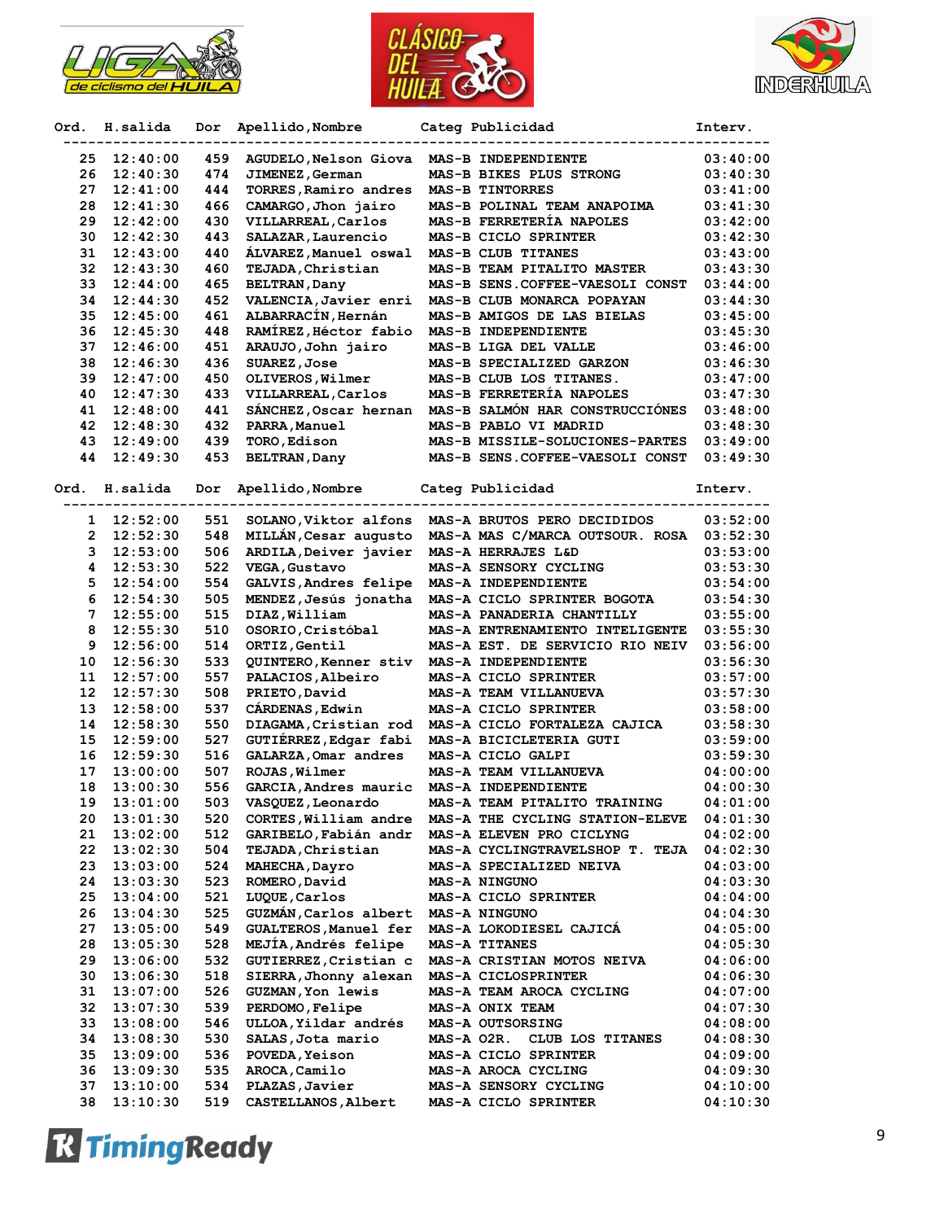| Ord. | H.salida | Dor | Apellido,Nombre | Categ | Publicidad | Interv. |
|---|---|---|---|---|---|---|
| 25 | 12:40:00 | 459 | AGUDELO,Nelson Giova | MAS-B | INDEPENDIENTE | 03:40:00 |
| 26 | 12:40:30 | 474 | JIMENEZ,German | MAS-B | BIKES PLUS STRONG | 03:40:30 |
| 27 | 12:41:00 | 444 | TORRES,Ramiro andres | MAS-B | TINTORRES | 03:41:00 |
| 28 | 12:41:30 | 466 | CAMARGO,Jhon jairo | MAS-B | POLINAL TEAM ANAPOIMA | 03:41:30 |
| 29 | 12:42:00 | 430 | VILLARREAL,Carlos | MAS-B | FERRETERÍA NAPOLES | 03:42:00 |
| 30 | 12:42:30 | 443 | SALAZAR,Laurencio | MAS-B | CICLO SPRINTER | 03:42:30 |
| 31 | 12:43:00 | 440 | ÁLVAREZ,Manuel oswal | MAS-B | CLUB TITANES | 03:43:00 |
| 32 | 12:43:30 | 460 | TEJADA,Christian | MAS-B | TEAM PITALITO MASTER | 03:43:30 |
| 33 | 12:44:00 | 465 | BELTRAN,Dany | MAS-B | SENS.COFFEE-VAESOLI CONST | 03:44:00 |
| 34 | 12:44:30 | 452 | VALENCIA,Javier enri | MAS-B | CLUB MONARCA POPAYAN | 03:44:30 |
| 35 | 12:45:00 | 461 | ALBARRACÍN,Hernán | MAS-B | AMIGOS DE LAS BIELAS | 03:45:00 |
| 36 | 12:45:30 | 448 | RAMÍREZ,Héctor fabio | MAS-B | INDEPENDIENTE | 03:45:30 |
| 37 | 12:46:00 | 451 | ARAUJO,John jairo | MAS-B | LIGA DEL VALLE | 03:46:00 |
| 38 | 12:46:30 | 436 | SUAREZ,Jose | MAS-B | SPECIALIZED GARZON | 03:46:30 |
| 39 | 12:47:00 | 450 | OLIVEROS,Wilmer | MAS-B | CLUB LOS TITANES. | 03:47:00 |
| 40 | 12:47:30 | 433 | VILLARREAL,Carlos | MAS-B | FERRETERÍA NAPOLES | 03:47:30 |
| 41 | 12:48:00 | 441 | SÁNCHEZ,Oscar hernan | MAS-B | SALMÓN HAR CONSTRUCCIÓNES | 03:48:00 |
| 42 | 12:48:30 | 432 | PARRA,Manuel | MAS-B | PABLO VI MADRID | 03:48:30 |
| 43 | 12:49:00 | 439 | TORO,Edison | MAS-B | MISSILE-SOLUCIONES-PARTES | 03:49:00 |
| 44 | 12:49:30 | 453 | BELTRAN,Dany | MAS-B | SENS.COFFEE-VAESOLI CONST | 03:49:30 |

| Ord. | H.salida | Dor | Apellido,Nombre | Categ | Publicidad | Interv. |
|---|---|---|---|---|---|---|
| 1 | 12:52:00 | 551 | SOLANO,Viktor alfons | MAS-A | BRUTOS PERO DECIDIDOS | 03:52:00 |
| 2 | 12:52:30 | 548 | MILLÁN,Cesar augusto | MAS-A | MAS C/MARCA OUTSOUR. ROSA | 03:52:30 |
| 3 | 12:53:00 | 506 | ARDILA,Deiver javier | MAS-A | HERRAJES L&D | 03:53:00 |
| 4 | 12:53:30 | 522 | VEGA,Gustavo | MAS-A | SENSORY CYCLING | 03:53:30 |
| 5 | 12:54:00 | 554 | GALVIS,Andres felipe | MAS-A | INDEPENDIENTE | 03:54:00 |
| 6 | 12:54:30 | 505 | MENDEZ,Jesús jonatha | MAS-A | CICLO SPRINTER BOGOTA | 03:54:30 |
| 7 | 12:55:00 | 515 | DIAZ,William | MAS-A | PANADERIA CHANTILLY | 03:55:00 |
| 8 | 12:55:30 | 510 | OSORIO,Cristóbal | MAS-A | ENTRENAMIENTO INTELIGENTE | 03:55:30 |
| 9 | 12:56:00 | 514 | ORTIZ,Gentil | MAS-A | EST. DE SERVICIO RIO NEIV | 03:56:00 |
| 10 | 12:56:30 | 533 | QUINTERO,Kenner stiv | MAS-A | INDEPENDIENTE | 03:56:30 |
| 11 | 12:57:00 | 557 | PALACIOS,Albeiro | MAS-A | CICLO SPRINTER | 03:57:00 |
| 12 | 12:57:30 | 508 | PRIETO,David | MAS-A | TEAM VILLANUEVA | 03:57:30 |
| 13 | 12:58:00 | 537 | CÁRDENAS,Edwin | MAS-A | CICLO SPRINTER | 03:58:00 |
| 14 | 12:58:30 | 550 | DIAGAMA,Cristian rod | MAS-A | CICLO FORTALEZA CAJICA | 03:58:30 |
| 15 | 12:59:00 | 527 | GUTIÉRREZ,Edgar fabi | MAS-A | BICICLETERIA GUTI | 03:59:00 |
| 16 | 12:59:30 | 516 | GALARZA,Omar andres | MAS-A | CICLO GALPI | 03:59:30 |
| 17 | 13:00:00 | 507 | ROJAS,Wilmer | MAS-A | TEAM VILLANUEVA | 04:00:00 |
| 18 | 13:00:30 | 556 | GARCIA,Andres mauric | MAS-A | INDEPENDIENTE | 04:00:30 |
| 19 | 13:01:00 | 503 | VASQUEZ,Leonardo | MAS-A | TEAM PITALITO TRAINING | 04:01:00 |
| 20 | 13:01:30 | 520 | CORTES,William andre | MAS-A | THE CYCLING STATION-ELEVE | 04:01:30 |
| 21 | 13:02:00 | 512 | GARIBELO,Fabián andr | MAS-A | ELEVEN PRO CICLYNG | 04:02:00 |
| 22 | 13:02:30 | 504 | TEJADA,Christian | MAS-A | CYCLINGTRAVELSHOP T. TEJA | 04:02:30 |
| 23 | 13:03:00 | 524 | MAHECHA,Dayro | MAS-A | SPECIALIZED NEIVA | 04:03:00 |
| 24 | 13:03:30 | 523 | ROMERO,David | MAS-A | NINGUNO | 04:03:30 |
| 25 | 13:04:00 | 521 | LUQUE,Carlos | MAS-A | CICLO SPRINTER | 04:04:00 |
| 26 | 13:04:30 | 525 | GUZMÁN,Carlos albert | MAS-A | NINGUNO | 04:04:30 |
| 27 | 13:05:00 | 549 | GUALTEROS,Manuel fer | MAS-A | LOKODIESEL CAJICÁ | 04:05:00 |
| 28 | 13:05:30 | 528 | MEJÍA,Andrés felipe | MAS-A | TITANES | 04:05:30 |
| 29 | 13:06:00 | 532 | GUTIERREZ,Cristian c | MAS-A | CRISTIAN MOTOS NEIVA | 04:06:00 |
| 30 | 13:06:30 | 518 | SIERRA,Jhonny alexan | MAS-A | CICLOSPRINTER | 04:06:30 |
| 31 | 13:07:00 | 526 | GUZMAN,Yon lewis | MAS-A | TEAM AROCA CYCLING | 04:07:00 |
| 32 | 13:07:30 | 539 | PERDOMO,Felipe | MAS-A | ONIX TEAM | 04:07:30 |
| 33 | 13:08:00 | 546 | ULLOA,Yildar andrés | MAS-A | OUTSORSING | 04:08:00 |
| 34 | 13:08:30 | 530 | SALAS,Jota mario | MAS-A | O2R. CLUB LOS TITANES | 04:08:30 |
| 35 | 13:09:00 | 536 | POVEDA,Yeison | MAS-A | CICLO SPRINTER | 04:09:00 |
| 36 | 13:09:30 | 535 | AROCA,Camilo | MAS-A | AROCA CYCLING | 04:09:30 |
| 37 | 13:10:00 | 534 | PLAZAS,Javier | MAS-A | SENSORY CYCLING | 04:10:00 |
| 38 | 13:10:30 | 519 | CASTELLANOS,Albert | MAS-A | CICLO SPRINTER | 04:10:30 |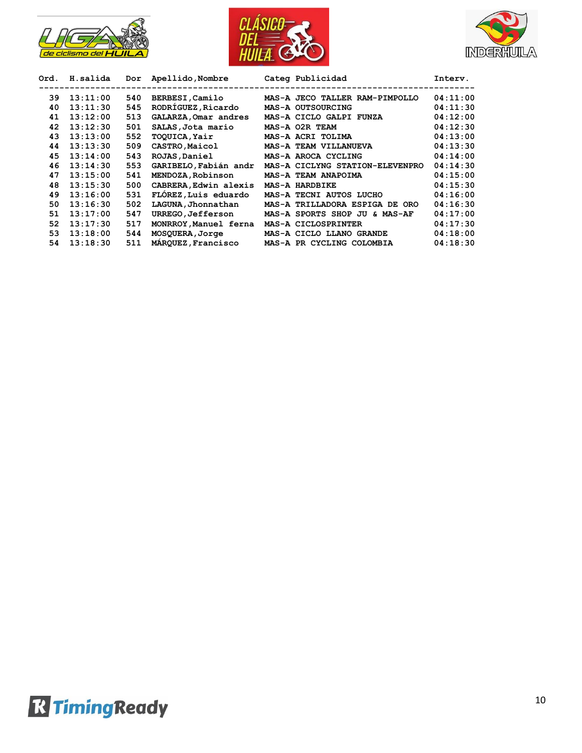| Ord. | H.salida | Dor | Apellido,Nombre | Categ | Publicidad | Interv. |
|---|---|---|---|---|---|---|
| 39 | 13:11:00 | 540 | BERBESI,Camilo | MAS-A | JECO TALLER RAM-PIMPOLLO | 04:11:00 |
| 40 | 13:11:30 | 545 | RODRÍGUEZ,Ricardo | MAS-A | OUTSOURCING | 04:11:30 |
| 41 | 13:12:00 | 513 | GALARZA,Omar andres | MAS-A | CICLO GALPI FUNZA | 04:12:00 |
| 42 | 13:12:30 | 501 | SALAS,Jota mario | MAS-A | O2R TEAM | 04:12:30 |
| 43 | 13:13:00 | 552 | TOQUICA,Yair | MAS-A | ACRI TOLIMA | 04:13:00 |
| 44 | 13:13:30 | 509 | CASTRO,Maicol | MAS-A | TEAM VILLANUEVA | 04:13:30 |
| 45 | 13:14:00 | 543 | ROJAS,Daniel | MAS-A | AROCA CYCLING | 04:14:00 |
| 46 | 13:14:30 | 553 | GARIBELO,Fabián andr | MAS-A | CICLYNG STATION-ELEVENPRO | 04:14:30 |
| 47 | 13:15:00 | 541 | MENDOZA,Robinson | MAS-A | TEAM ANAPOIMA | 04:15:00 |
| 48 | 13:15:30 | 500 | CABRERA,Edwin alexis | MAS-A | HARDBIKE | 04:15:30 |
| 49 | 13:16:00 | 531 | FLÓREZ,Luis eduardo | MAS-A | TECNI AUTOS LUCHO | 04:16:00 |
| 50 | 13:16:30 | 502 | LAGUNA,Jhonnathan | MAS-A | TRILLADORA ESPIGA DE ORO | 04:16:30 |
| 51 | 13:17:00 | 547 | URREGO,Jefferson | MAS-A | SPORTS SHOP JU & MAS-AF | 04:17:00 |
| 52 | 13:17:30 | 517 | MONRROY,Manuel ferna | MAS-A | CICLOSPRINTER | 04:17:30 |
| 53 | 13:18:00 | 544 | MOSQUERA,Jorge | MAS-A | CICLO LLANO GRANDE | 04:18:00 |
| 54 | 13:18:30 | 511 | MÁRQUEZ,Francisco | MAS-A | PR CYCLING COLOMBIA | 04:18:30 |